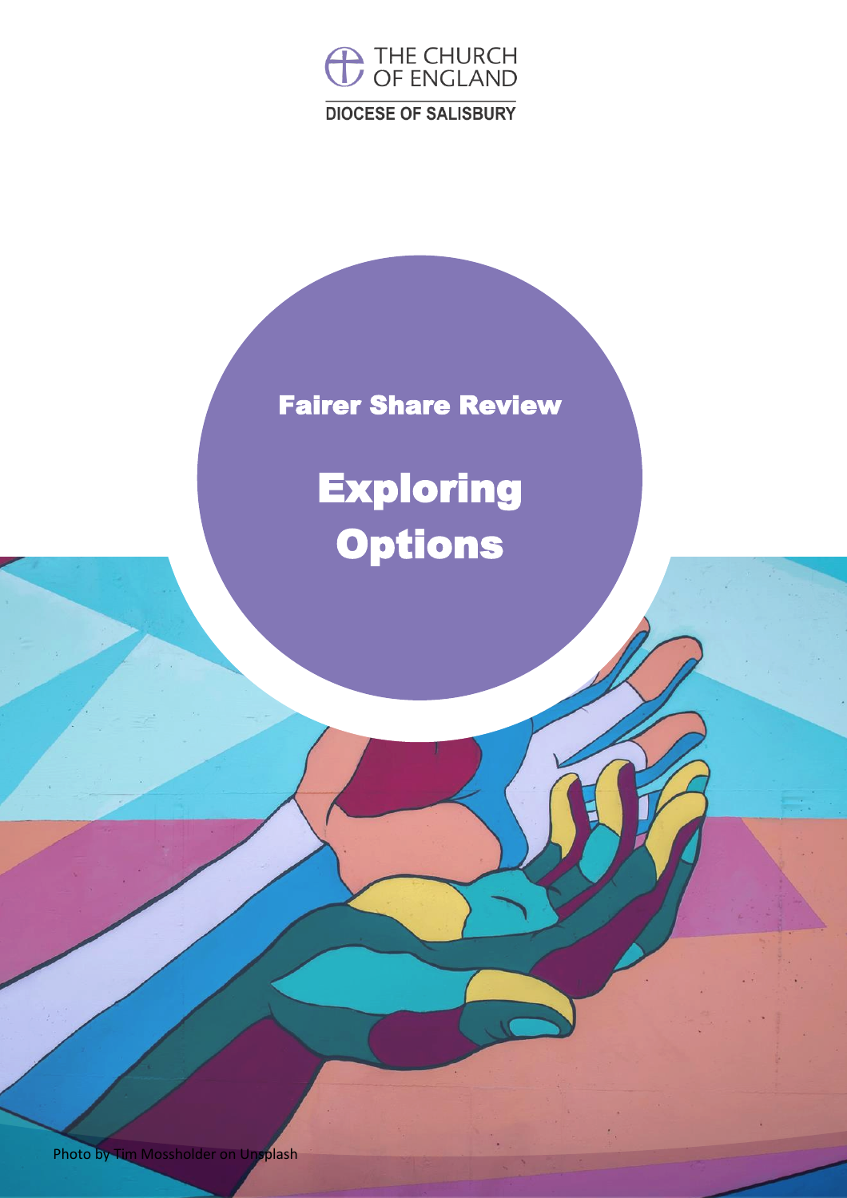THE CHURCH OF ENGLAND

DIOCESE OF SALISBURY

## Fairer Share Review

# Exploring Options

Photo by Tim Mossholder on Unsplash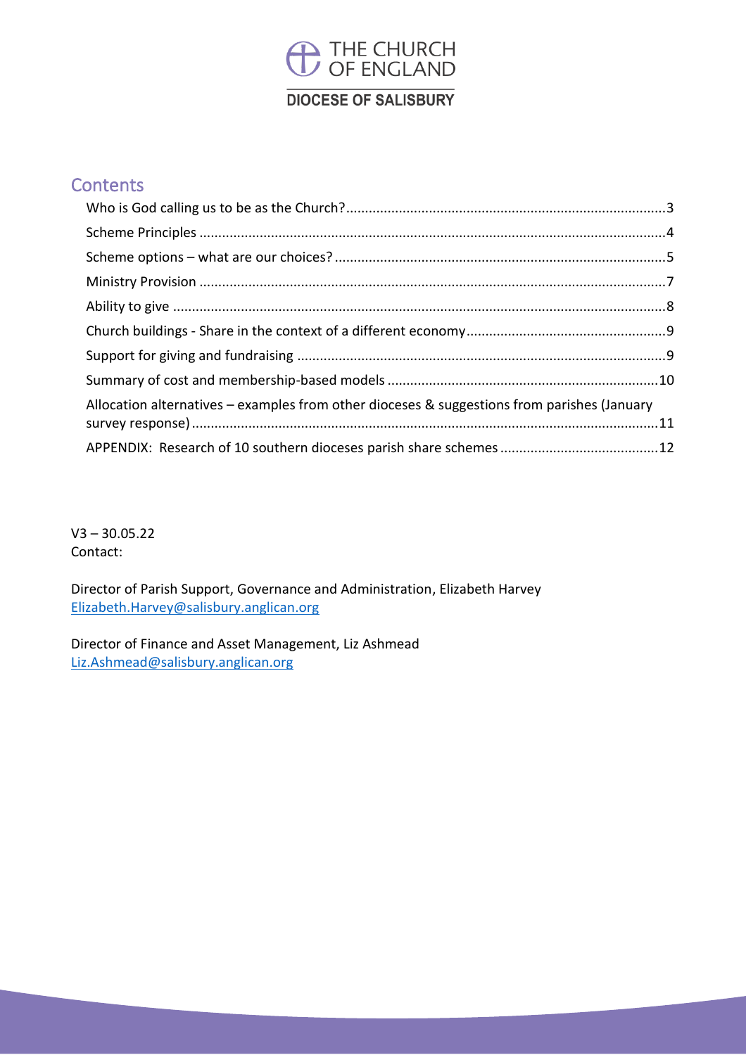THE CHURCH OF ENGLAND

DIOCESE OF SALISBURY

## Contents

- Who is God calling us to be as the Church? .......... 3
- Scheme Principles .......... 4
- Scheme options – what are our choices? .......... 5
- Ministry Provision .......... 7
- Ability to give .......... 8
- Church buildings - Share in the context of a different economy .......... 9
- Support for giving and fundraising .......... 9
- Summary of cost and membership-based models .......... 10
- Allocation alternatives – examples from other dioceses & suggestions from parishes (January survey response) .......... 11
- APPENDIX: Research of 10 southern dioceses parish share schemes .......... 12

V3 – 30.05.22
Contact:

Director of Parish Support, Governance and Administration, Elizabeth Harvey
Elizabeth.Harvey@salisbury.anglican.org

Director of Finance and Asset Management, Liz Ashmead
Liz.Ashmead@salisbury.anglican.org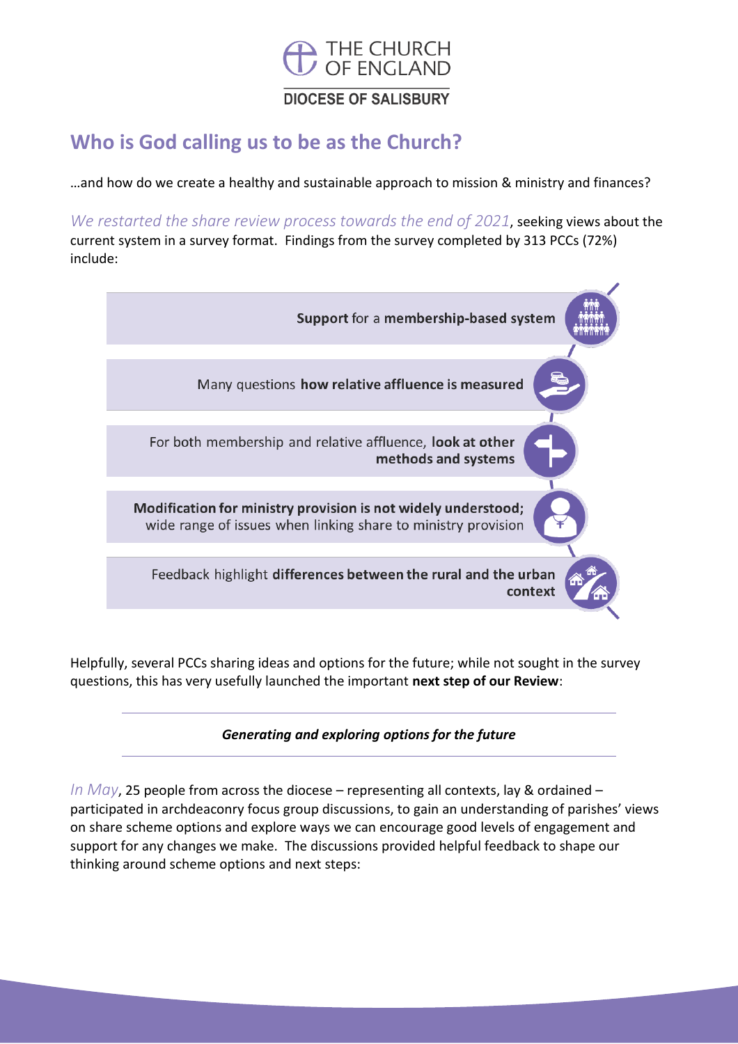THE CHURCH OF ENGLAND

DIOCESE OF SALISBURY

# Who is God calling us to be as the Church?

…and how do we create a healthy and sustainable approach to mission & ministry and finances?

*We restarted the share review process towards the end of 2021*, seeking views about the current system in a survey format. Findings from the survey completed by 313 PCCs (72%) include:

- **Support** for a **membership-based system**
- Many questions **how relative affluence is measured**
- For both membership and relative affluence, **look at other methods and systems**
- **Modification for ministry provision is not widely understood;** wide range of issues when linking share to ministry provision
- Feedback highlight **differences between the rural and the urban context**

Helpfully, several PCCs sharing ideas and options for the future; while not sought in the survey questions, this has very usefully launched the important **next step of our Review**:

***Generating and exploring options for the future***

*In May*, 25 people from across the diocese – representing all contexts, lay & ordained – participated in archdeaconry focus group discussions, to gain an understanding of parishes' views on share scheme options and explore ways we can encourage good levels of engagement and support for any changes we make. The discussions provided helpful feedback to shape our thinking around scheme options and next steps: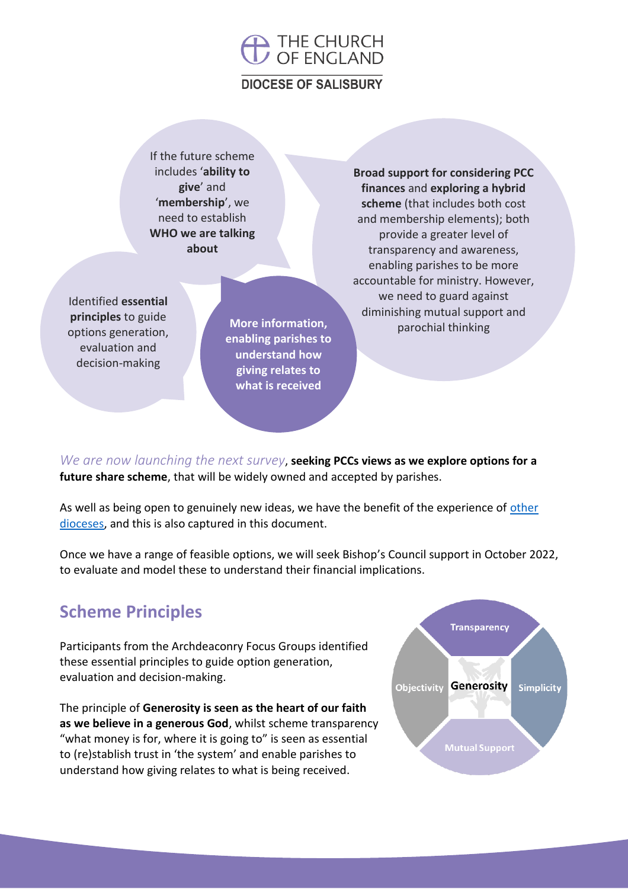If the future scheme includes '**ability to give**' and '**membership**', we need to establish **WHO we are talking about**

**Broad support for considering PCC finances** and **exploring a hybrid scheme** (that includes both cost and membership elements); both provide a greater level of transparency and awareness, enabling parishes to be more accountable for ministry. However, we need to guard against diminishing mutual support and parochial thinking

Identified **essential principles** to guide options generation, evaluation and decision-making

**More information, enabling parishes to understand how giving relates to what is received**

*We are now launching the next survey*, **seeking PCCs views as we explore options for a future share scheme**, that will be widely owned and accepted by parishes.

As well as being open to genuinely new ideas, we have the benefit of the experience of [other dioceses], and this is also captured in this document.

Once we have a range of feasible options, we will seek Bishop's Council support in October 2022, to evaluate and model these to understand their financial implications.

## Scheme Principles

Participants from the Archdeaconry Focus Groups identified these essential principles to guide option generation, evaluation and decision-making.

Transparency

Objectivity

Generosity

Simplicity

Mutual Support

The principle of **Generosity is seen as the heart of our faith as we believe in a generous God**, whilst scheme transparency "what money is for, where it is going to" is seen as essential to (re)stablish trust in 'the system' and enable parishes to understand how giving relates to what is being received.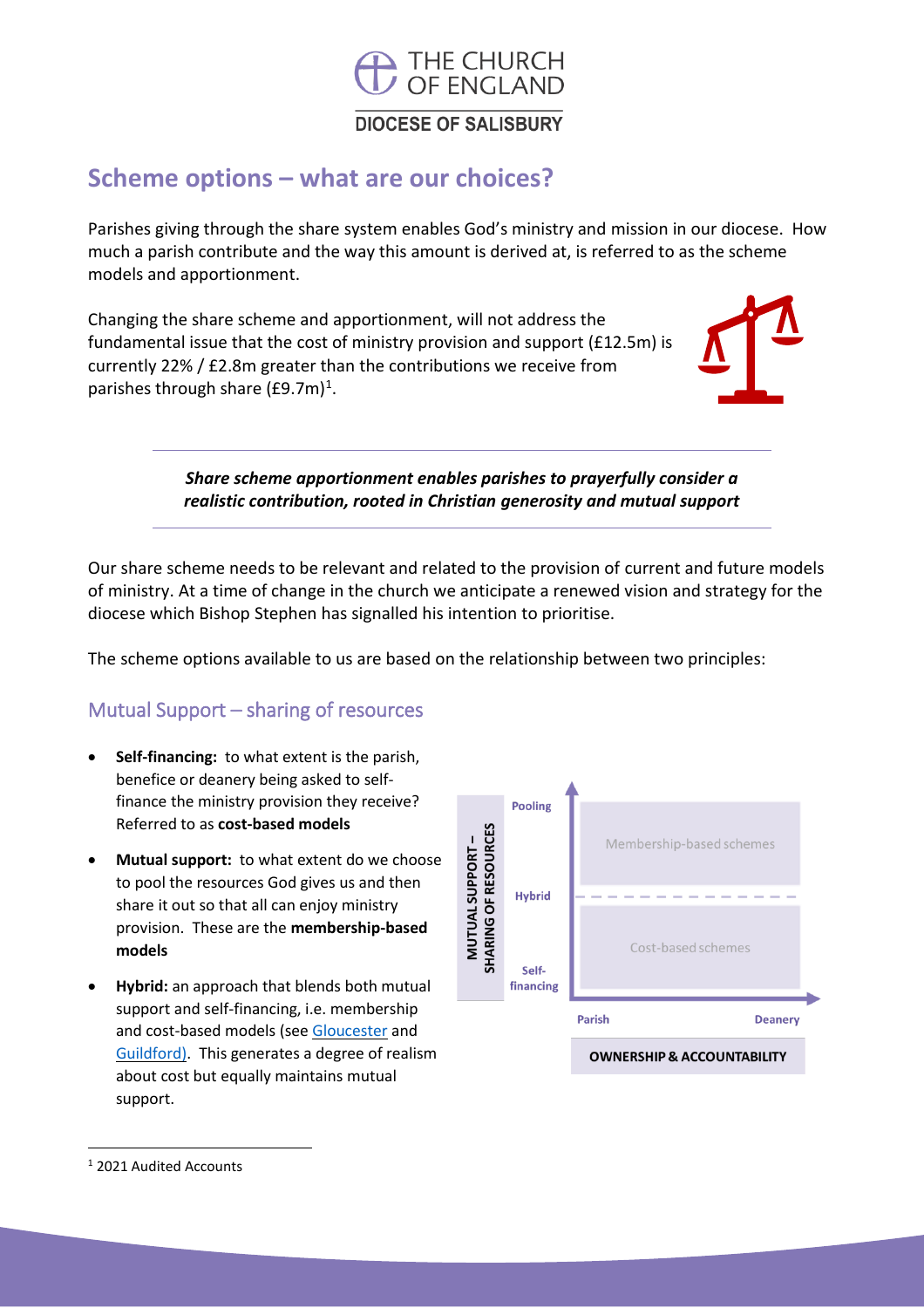# Scheme options – what are our choices?

Parishes giving through the share system enables God's ministry and mission in our diocese. How much a parish contribute and the way this amount is derived at, is referred to as the scheme models and apportionment.

Changing the share scheme and apportionment, will not address the fundamental issue that the cost of ministry provision and support (£12.5m) is currently 22% / £2.8m greater than the contributions we receive from parishes through share (£9.7m)[1].

***Share scheme apportionment enables parishes to prayerfully consider a realistic contribution, rooted in Christian generosity and mutual support***

Our share scheme needs to be relevant and related to the provision of current and future models of ministry. At a time of change in the church we anticipate a renewed vision and strategy for the diocese which Bishop Stephen has signalled his intention to prioritise.

The scheme options available to us are based on the relationship between two principles:

## Mutual Support – sharing of resources

- **Self-financing:** to what extent is the parish, benefice or deanery being asked to self-finance the ministry provision they receive? Referred to as **cost-based models**
- **Mutual support:** to what extent do we choose to pool the resources God gives us and then share it out so that all can enjoy ministry provision. These are the **membership-based models**
- **Hybrid:** an approach that blends both mutual support and self-financing, i.e. membership and cost-based models (see Gloucester and Guildford). This generates a degree of realism about cost but equally maintains mutual support.

MUTUAL SUPPORT – SHARING OF RESOURCES (vertical axis: Self-financing, Hybrid, Pooling)

Membership-based schemes

Cost-based schemes

OWNERSHIP & ACCOUNTABILITY (horizontal axis: Parish, Deanery)

[1] 2021 Audited Accounts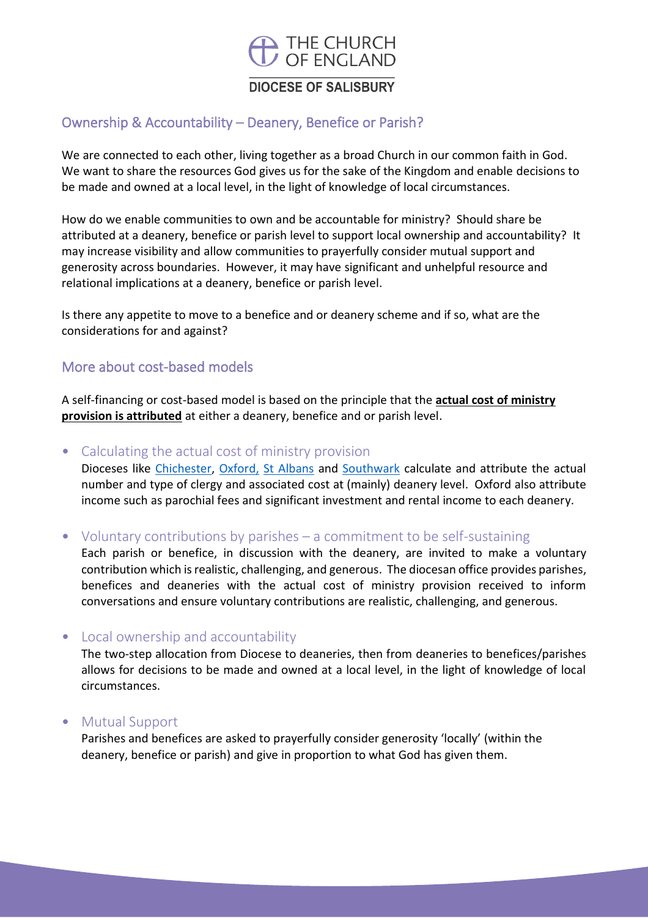THE CHURCH OF ENGLAND

DIOCESE OF SALISBURY

## Ownership & Accountability – Deanery, Benefice or Parish?

We are connected to each other, living together as a broad Church in our common faith in God. We want to share the resources God gives us for the sake of the Kingdom and enable decisions to be made and owned at a local level, in the light of knowledge of local circumstances.

How do we enable communities to own and be accountable for ministry? Should share be attributed at a deanery, benefice or parish level to support local ownership and accountability? It may increase visibility and allow communities to prayerfully consider mutual support and generosity across boundaries. However, it may have significant and unhelpful resource and relational implications at a deanery, benefice or parish level.

Is there any appetite to move to a benefice and or deanery scheme and if so, what are the considerations for and against?

## More about cost-based models

A self-financing or cost-based model is based on the principle that the **actual cost of ministry provision is attributed** at either a deanery, benefice and or parish level.

- **Calculating the actual cost of ministry provision**
  Dioceses like Chichester, Oxford, St Albans and Southwark calculate and attribute the actual number and type of clergy and associated cost at (mainly) deanery level. Oxford also attribute income such as parochial fees and significant investment and rental income to each deanery.

- **Voluntary contributions by parishes – a commitment to be self-sustaining**
  Each parish or benefice, in discussion with the deanery, are invited to make a voluntary contribution which is realistic, challenging, and generous. The diocesan office provides parishes, benefices and deaneries with the actual cost of ministry provision received to inform conversations and ensure voluntary contributions are realistic, challenging, and generous.

- **Local ownership and accountability**
  The two-step allocation from Diocese to deaneries, then from deaneries to benefices/parishes allows for decisions to be made and owned at a local level, in the light of knowledge of local circumstances.

- **Mutual Support**
  Parishes and benefices are asked to prayerfully consider generosity 'locally' (within the deanery, benefice or parish) and give in proportion to what God has given them.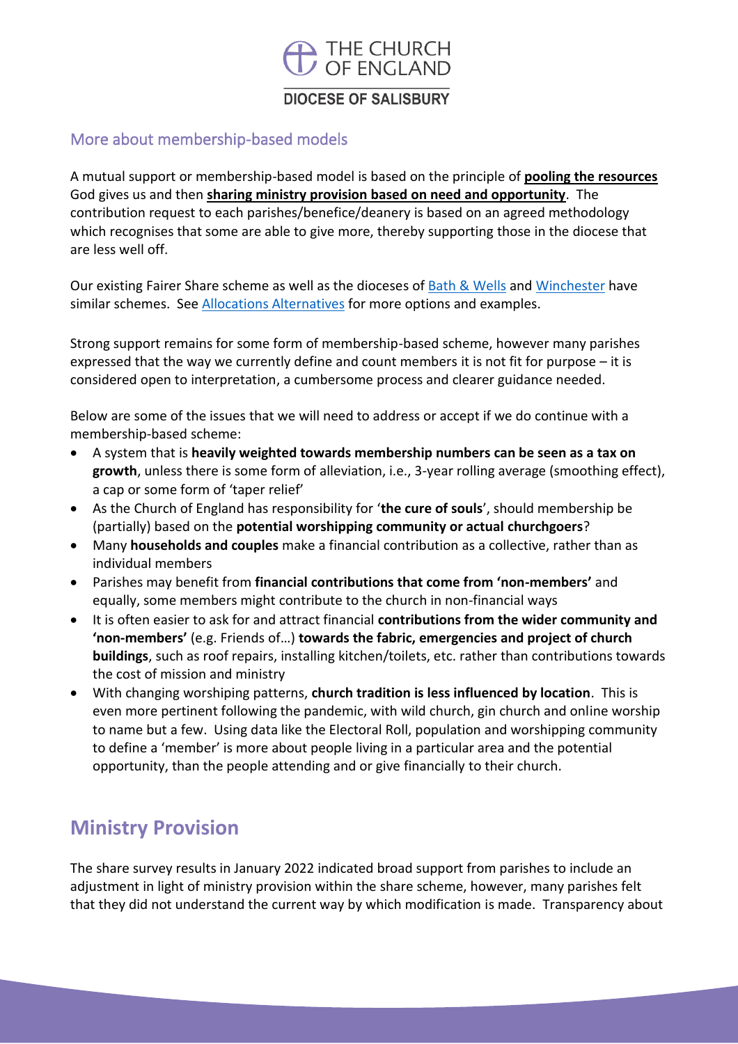## More about membership-based models

A mutual support or membership-based model is based on the principle of **pooling the resources** God gives us and then **sharing ministry provision based on need and opportunity**. The contribution request to each parishes/benefice/deanery is based on an agreed methodology which recognises that some are able to give more, thereby supporting those in the diocese that are less well off.

Our existing Fairer Share scheme as well as the dioceses of Bath & Wells and Winchester have similar schemes. See Allocations Alternatives for more options and examples.

Strong support remains for some form of membership-based scheme, however many parishes expressed that the way we currently define and count members it is not fit for purpose – it is considered open to interpretation, a cumbersome process and clearer guidance needed.

Below are some of the issues that we will need to address or accept if we do continue with a membership-based scheme:

- A system that is **heavily weighted towards membership numbers can be seen as a tax on growth**, unless there is some form of alleviation, i.e., 3-year rolling average (smoothing effect), a cap or some form of 'taper relief'
- As the Church of England has responsibility for '**the cure of souls**', should membership be (partially) based on the **potential worshipping community or actual churchgoers**?
- Many **households and couples** make a financial contribution as a collective, rather than as individual members
- Parishes may benefit from **financial contributions that come from 'non-members'** and equally, some members might contribute to the church in non-financial ways
- It is often easier to ask for and attract financial **contributions from the wider community and 'non-members'** (e.g. Friends of…) **towards the fabric, emergencies and project of church buildings**, such as roof repairs, installing kitchen/toilets, etc. rather than contributions towards the cost of mission and ministry
- With changing worshiping patterns, **church tradition is less influenced by location**. This is even more pertinent following the pandemic, with wild church, gin church and online worship to name but a few. Using data like the Electoral Roll, population and worshipping community to define a 'member' is more about people living in a particular area and the potential opportunity, than the people attending and or give financially to their church.

# Ministry Provision

The share survey results in January 2022 indicated broad support from parishes to include an adjustment in light of ministry provision within the share scheme, however, many parishes felt that they did not understand the current way by which modification is made. Transparency about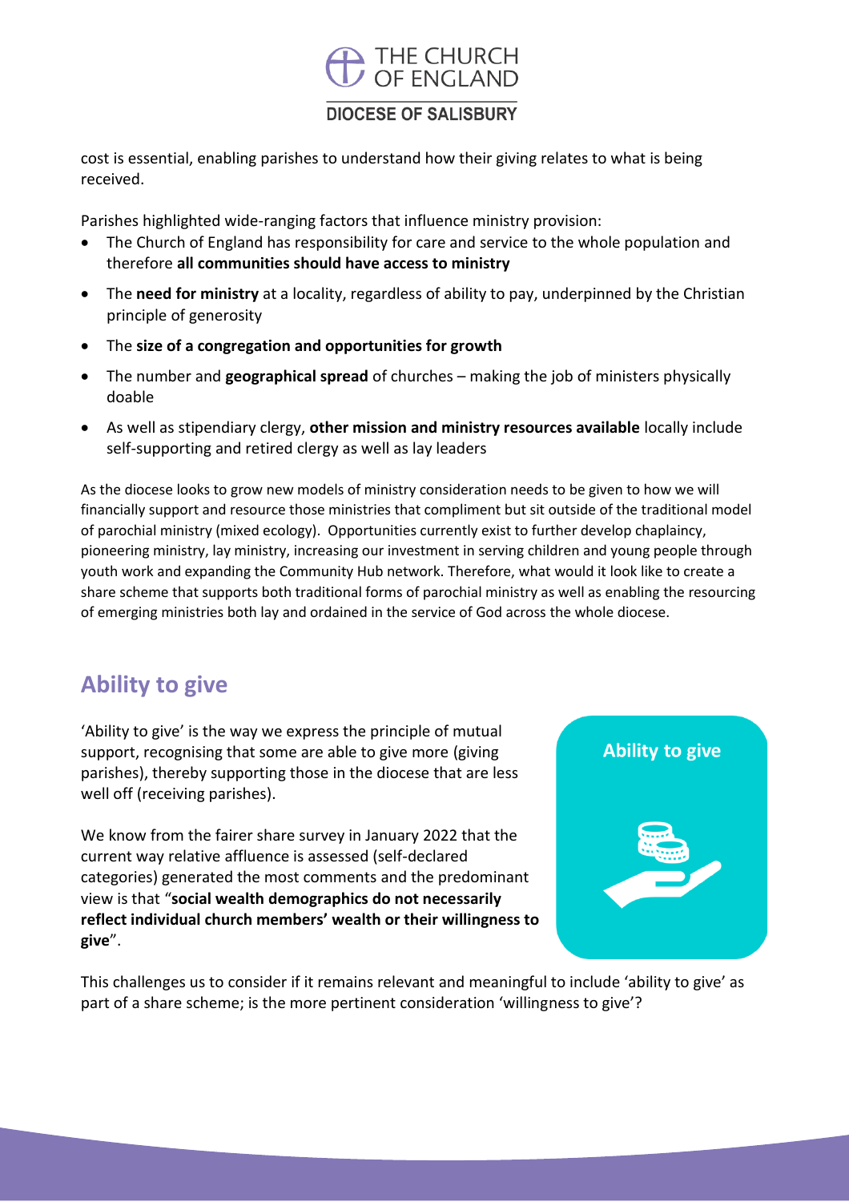cost is essential, enabling parishes to understand how their giving relates to what is being received.

Parishes highlighted wide-ranging factors that influence ministry provision:

- The Church of England has responsibility for care and service to the whole population and therefore **all communities should have access to ministry**
- The **need for ministry** at a locality, regardless of ability to pay, underpinned by the Christian principle of generosity
- The **size of a congregation and opportunities for growth**
- The number and **geographical spread** of churches – making the job of ministers physically doable
- As well as stipendiary clergy, **other mission and ministry resources available** locally include self-supporting and retired clergy as well as lay leaders

As the diocese looks to grow new models of ministry consideration needs to be given to how we will financially support and resource those ministries that compliment but sit outside of the traditional model of parochial ministry (mixed ecology). Opportunities currently exist to further develop chaplaincy, pioneering ministry, lay ministry, increasing our investment in serving children and young people through youth work and expanding the Community Hub network. Therefore, what would it look like to create a share scheme that supports both traditional forms of parochial ministry as well as enabling the resourcing of emerging ministries both lay and ordained in the service of God across the whole diocese.

## Ability to give

'Ability to give' is the way we express the principle of mutual support, recognising that some are able to give more (giving parishes), thereby supporting those in the diocese that are less well off (receiving parishes).

We know from the fairer share survey in January 2022 that the current way relative affluence is assessed (self-declared categories) generated the most comments and the predominant view is that "**social wealth demographics do not necessarily reflect individual church members' wealth or their willingness to give**".

This challenges us to consider if it remains relevant and meaningful to include 'ability to give' as part of a share scheme; is the more pertinent consideration 'willingness to give'?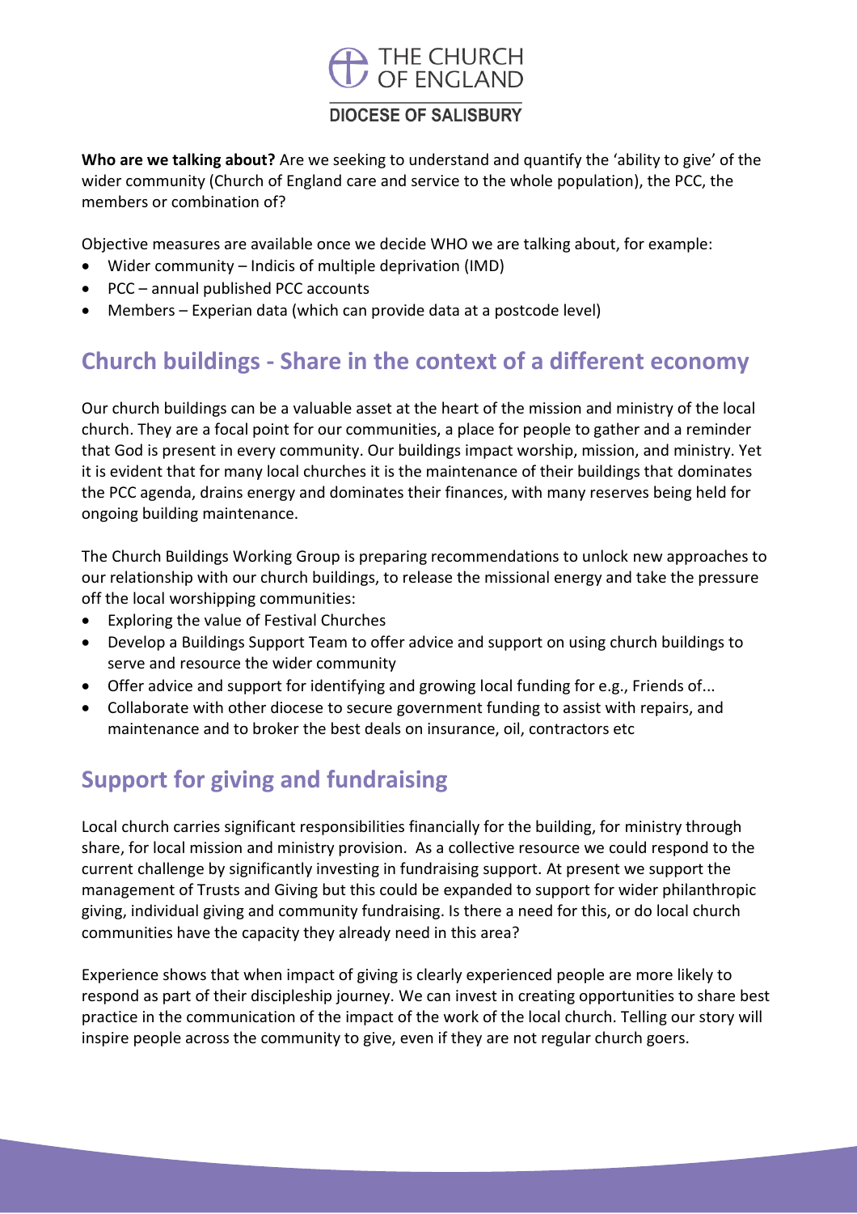**Who are we talking about?** Are we seeking to understand and quantify the 'ability to give' of the wider community (Church of England care and service to the whole population), the PCC, the members or combination of?

Objective measures are available once we decide WHO we are talking about, for example:

- Wider community – Indicis of multiple deprivation (IMD)
- PCC – annual published PCC accounts
- Members – Experian data (which can provide data at a postcode level)

## Church buildings - Share in the context of a different economy

Our church buildings can be a valuable asset at the heart of the mission and ministry of the local church. They are a focal point for our communities, a place for people to gather and a reminder that God is present in every community. Our buildings impact worship, mission, and ministry. Yet it is evident that for many local churches it is the maintenance of their buildings that dominates the PCC agenda, drains energy and dominates their finances, with many reserves being held for ongoing building maintenance.

The Church Buildings Working Group is preparing recommendations to unlock new approaches to our relationship with our church buildings, to release the missional energy and take the pressure off the local worshipping communities:

- Exploring the value of Festival Churches
- Develop a Buildings Support Team to offer advice and support on using church buildings to serve and resource the wider community
- Offer advice and support for identifying and growing local funding for e.g., Friends of...
- Collaborate with other diocese to secure government funding to assist with repairs, and maintenance and to broker the best deals on insurance, oil, contractors etc

## Support for giving and fundraising

Local church carries significant responsibilities financially for the building, for ministry through share, for local mission and ministry provision. As a collective resource we could respond to the current challenge by significantly investing in fundraising support. At present we support the management of Trusts and Giving but this could be expanded to support for wider philanthropic giving, individual giving and community fundraising. Is there a need for this, or do local church communities have the capacity they already need in this area?

Experience shows that when impact of giving is clearly experienced people are more likely to respond as part of their discipleship journey. We can invest in creating opportunities to share best practice in the communication of the impact of the work of the local church. Telling our story will inspire people across the community to give, even if they are not regular church goers.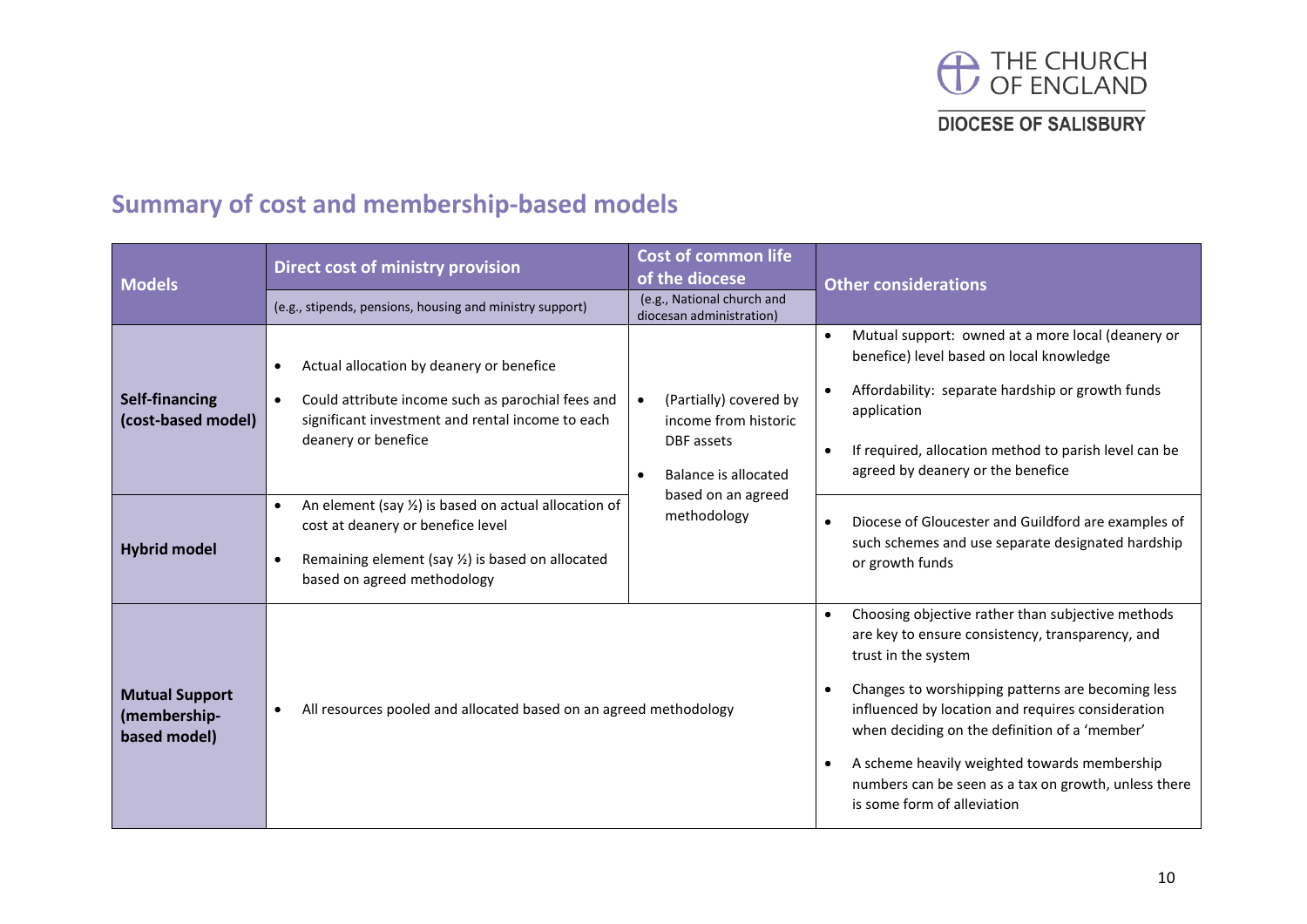## Summary of cost and membership-based models

| Models | Direct cost of ministry provision (e.g., stipends, pensions, housing and ministry support) | Cost of common life of the diocese (e.g., National church and diocesan administration) | Other considerations |
|---|---|---|---|
| **Self-financing (cost-based model)** | • Actual allocation by deanery or benefice<br>• Could attribute income such as parochial fees and significant investment and rental income to each deanery or benefice | • (Partially) covered by income from historic DBF assets<br>• Balance is allocated based on an agreed methodology | • Mutual support: owned at a more local (deanery or benefice) level based on local knowledge<br>• Affordability: separate hardship or growth funds application<br>• If required, allocation method to parish level can be agreed by deanery or the benefice |
| **Hybrid model** | • An element (say ½) is based on actual allocation of cost at deanery or benefice level<br>• Remaining element (say ½) is based on allocated based on agreed methodology | | • Diocese of Gloucester and Guildford are examples of such schemes and use separate designated hardship or growth funds |
| **Mutual Support (membership-based model)** | • All resources pooled and allocated based on an agreed methodology | | • Choosing objective rather than subjective methods are key to ensure consistency, transparency, and trust in the system<br>• Changes to worshipping patterns are becoming less influenced by location and requires consideration when deciding on the definition of a 'member'<br>• A scheme heavily weighted towards membership numbers can be seen as a tax on growth, unless there is some form of alleviation |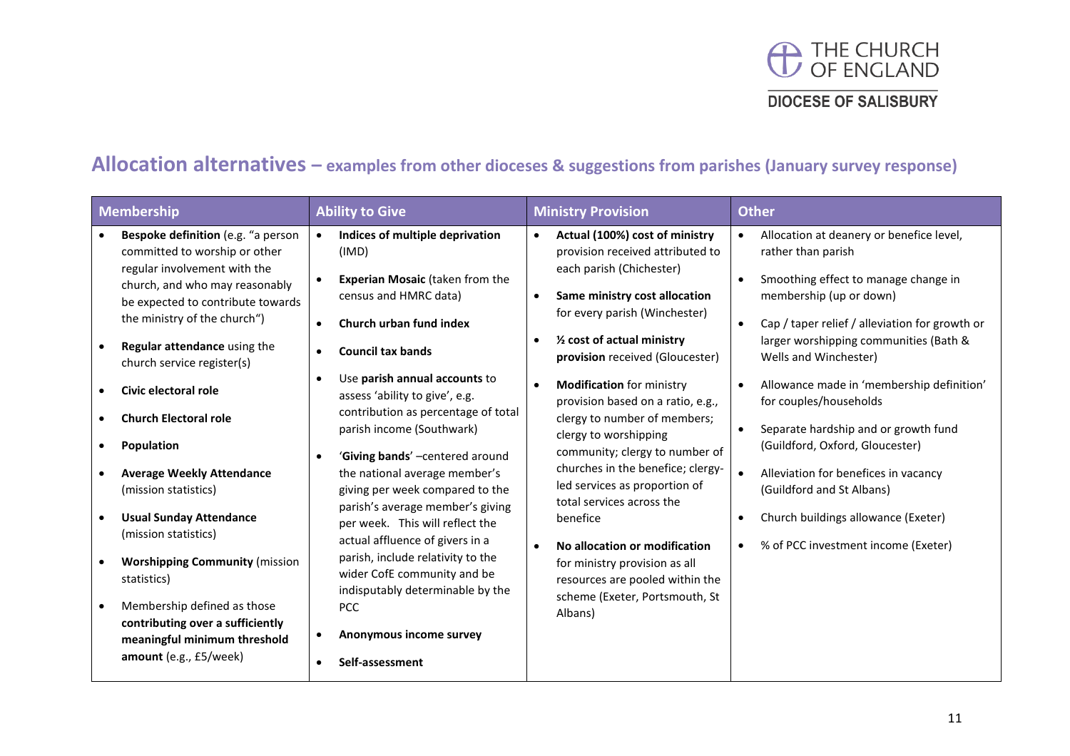## Allocation alternatives – examples from other dioceses & suggestions from parishes (January survey response)

| Membership | Ability to Give | Ministry Provision | Other |
|---|---|---|---|
| • **Bespoke definition** (e.g. "a person committed to worship or other regular involvement with the church, and who may reasonably be expected to contribute towards the ministry of the church")<br>• **Regular attendance** using the church service register(s)<br>• **Civic electoral role**<br>• **Church Electoral role**<br>• **Population**<br>• **Average Weekly Attendance** (mission statistics)<br>• **Usual Sunday Attendance** (mission statistics)<br>• **Worshipping Community** (mission statistics)<br>• Membership defined as those **contributing over a sufficiently meaningful minimum threshold amount** (e.g., £5/week) | • **Indices of multiple deprivation** (IMD)<br>• **Experian Mosaic** (taken from the census and HMRC data)<br>• **Church urban fund index**<br>• **Council tax bands**<br>• Use **parish annual accounts** to assess 'ability to give', e.g. contribution as percentage of total parish income (Southwark)<br>• '**Giving bands**' –centered around the national average member's giving per week compared to the parish's average member's giving per week. This will reflect the actual affluence of givers in a parish, include relativity to the wider CofE community and be indisputably determinable by the PCC<br>• **Anonymous income survey**<br>• **Self-assessment** | • **Actual (100%) cost of ministry** provision received attributed to each parish (Chichester)<br>• **Same ministry cost allocation** for every parish (Winchester)<br>• **½ cost of actual ministry provision** received (Gloucester)<br>• **Modification** for ministry provision based on a ratio, e.g., clergy to number of members; clergy to worshipping community; clergy to number of churches in the benefice; clergy-led services as proportion of total services across the benefice<br>• **No allocation or modification** for ministry provision as all resources are pooled within the scheme (Exeter, Portsmouth, St Albans) | • Allocation at deanery or benefice level, rather than parish<br>• Smoothing effect to manage change in membership (up or down)<br>• Cap / taper relief / alleviation for growth or larger worshipping communities (Bath & Wells and Winchester)<br>• Allowance made in 'membership definition' for couples/households<br>• Separate hardship and or growth fund (Guildford, Oxford, Gloucester)<br>• Alleviation for benefices in vacancy (Guildford and St Albans)<br>• Church buildings allowance (Exeter)<br>• % of PCC investment income (Exeter) |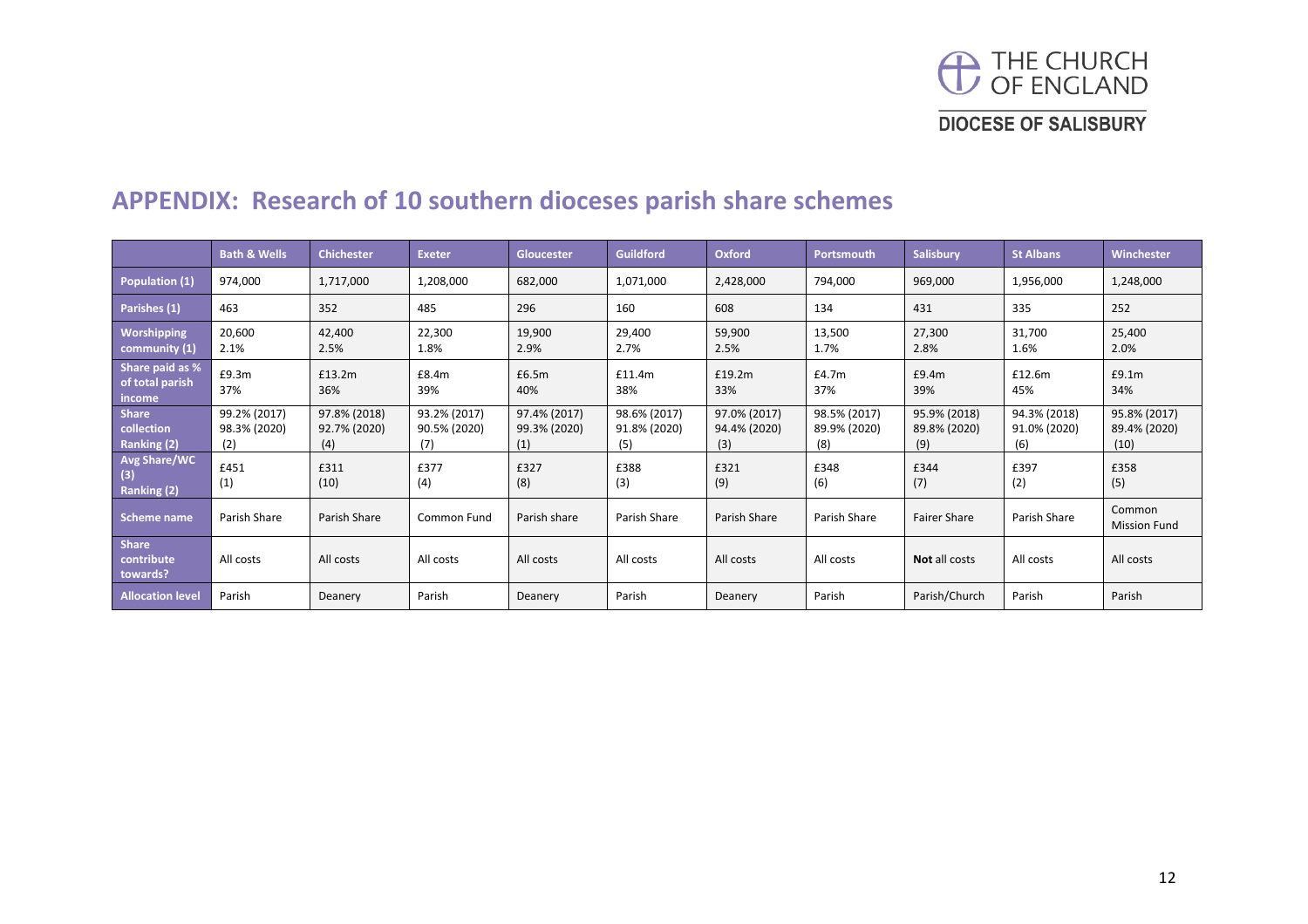## APPENDIX: Research of 10 southern dioceses parish share schemes

| | Bath & Wells | Chichester | Exeter | Gloucester | Guildford | Oxford | Portsmouth | Salisbury | St Albans | Winchester |
|---|---|---|---|---|---|---|---|---|---|---|
| **Population (1)** | 974,000 | 1,717,000 | 1,208,000 | 682,000 | 1,071,000 | 2,428,000 | 794,000 | 969,000 | 1,956,000 | 1,248,000 |
| **Parishes (1)** | 463 | 352 | 485 | 296 | 160 | 608 | 134 | 431 | 335 | 252 |
| **Worshipping community (1)** | 20,600<br>2.1% | 42,400<br>2.5% | 22,300<br>1.8% | 19,900<br>2.9% | 29,400<br>2.7% | 59,900<br>2.5% | 13,500<br>1.7% | 27,300<br>2.8% | 31,700<br>1.6% | 25,400<br>2.0% |
| **Share paid as % of total parish income** | £9.3m<br>37% | £13.2m<br>36% | £8.4m<br>39% | £6.5m<br>40% | £11.4m<br>38% | £19.2m<br>33% | £4.7m<br>37% | £9.4m<br>39% | £12.6m<br>45% | £9.1m<br>34% |
| **Share collection Ranking (2)** | 99.2% (2017)<br>98.3% (2020)<br>(2) | 97.8% (2018)<br>92.7% (2020)<br>(4) | 93.2% (2017)<br>90.5% (2020)<br>(7) | 97.4% (2017)<br>99.3% (2020)<br>(1) | 98.6% (2017)<br>91.8% (2020)<br>(5) | 97.0% (2017)<br>94.4% (2020)<br>(3) | 98.5% (2017)<br>89.9% (2020)<br>(8) | 95.9% (2018)<br>89.8% (2020)<br>(9) | 94.3% (2018)<br>91.0% (2020)<br>(6) | 95.8% (2017)<br>89.4% (2020)<br>(10) |
| **Avg Share/WC (3) Ranking (2)** | £451<br>(1) | £311<br>(10) | £377<br>(4) | £327<br>(8) | £388<br>(3) | £321<br>(9) | £348<br>(6) | £344<br>(7) | £397<br>(2) | £358<br>(5) |
| **Scheme name** | Parish Share | Parish Share | Common Fund | Parish share | Parish Share | Parish Share | Parish Share | Fairer Share | Parish Share | Common Mission Fund |
| **Share contribute towards?** | All costs | All costs | All costs | All costs | All costs | All costs | All costs | **Not** all costs | All costs | All costs |
| **Allocation level** | Parish | Deanery | Parish | Deanery | Parish | Deanery | Parish | Parish/Church | Parish | Parish |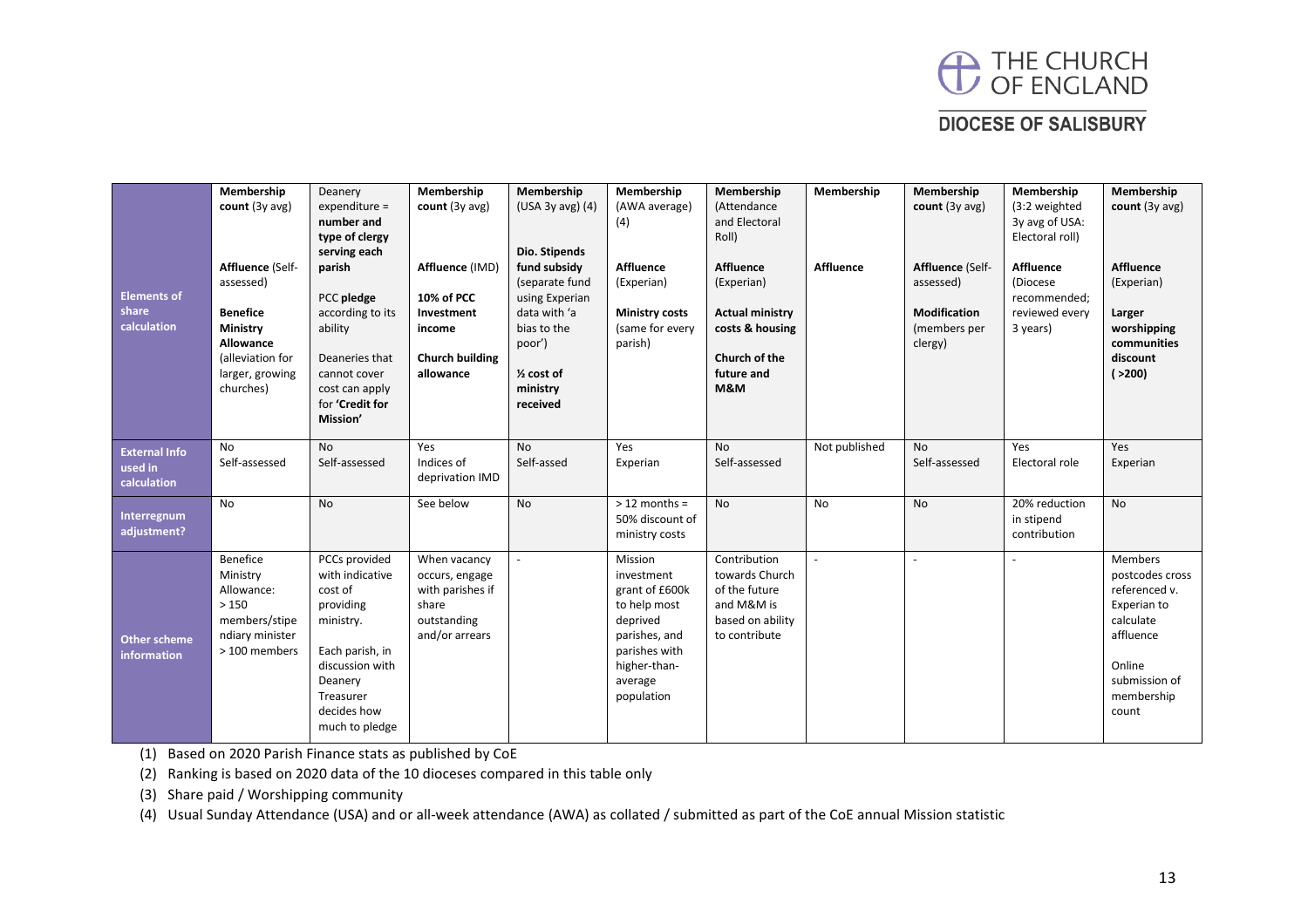| | | | | | | | | | | |
|---|---|---|---|---|---|---|---|---|---|---|
| **Elements of share calculation** | **Membership count** (3y avg)<br><br>**Affluence** (Self-assessed)<br><br>**Benefice Ministry Allowance** (alleviation for larger, growing churches) | Deanery expenditure = **number and type of clergy serving each parish**<br><br>PCC **pledge** according to its ability<br><br>Deaneries that cannot cover cost can apply for **'Credit for Mission'** | **Membership count** (3y avg)<br><br>**Affluence** (IMD)<br><br>**10% of PCC Investment income**<br><br>**Church building allowance** | **Membership** (USA 3y avg) (4)<br><br>**Dio. Stipends fund subsidy** (separate fund using Experian data with 'a bias to the poor')<br><br>**½ cost of ministry received** | **Membership** (AWA average) (4)<br><br>**Affluence** (Experian)<br><br>**Ministry costs** (same for every parish) | **Membership** (Attendance and Electoral Roll)<br><br>**Affluence** (Experian)<br><br>**Actual ministry costs & housing**<br><br>**Church of the future and M&M** | **Membership**<br><br>**Affluence** | **Membership count** (3y avg)<br><br>**Affluence** (Self-assessed)<br><br>**Modification** (members per clergy) | **Membership** (3:2 weighted 3y avg of USA: Electoral roll)<br><br>**Affluence** (Diocese recommended; reviewed every 3 years) | **Membership count** (3y avg)<br><br>**Affluence** (Experian)<br><br>**Larger worshipping communities discount** ( >200) |
| **External Info used in calculation** | No<br>Self-assessed | No<br>Self-assessed | Yes<br>Indices of deprivation IMD | No<br>Self-assed | Yes<br>Experian | No<br>Self-assessed | Not published | No<br>Self-assessed | Yes<br>Electoral role | Yes<br>Experian |
| **Interregnum adjustment?** | No | No | See below | No | > 12 months = 50% discount of ministry costs | No | No | No | 20% reduction in stipend contribution | No |
| **Other scheme information** | Benefice Ministry Allowance:<br>> 150 members/stipendiary minister<br>> 100 members | PCCs provided with indicative cost of providing ministry.<br><br>Each parish, in discussion with Deanery Treasurer decides how much to pledge | When vacancy occurs, engage with parishes if share outstanding and/or arrears | - | Mission investment grant of £600k to help most deprived parishes, and parishes with higher-than-average population | Contribution towards Church of the future and M&M is based on ability to contribute | - | - | - | Members postcodes cross referenced v. Experian to calculate affluence<br><br>Online submission of membership count |

(1) Based on 2020 Parish Finance stats as published by CoE

(2) Ranking is based on 2020 data of the 10 dioceses compared in this table only

(3) Share paid / Worshipping community

(4) Usual Sunday Attendance (USA) and or all-week attendance (AWA) as collated / submitted as part of the CoE annual Mission statistic